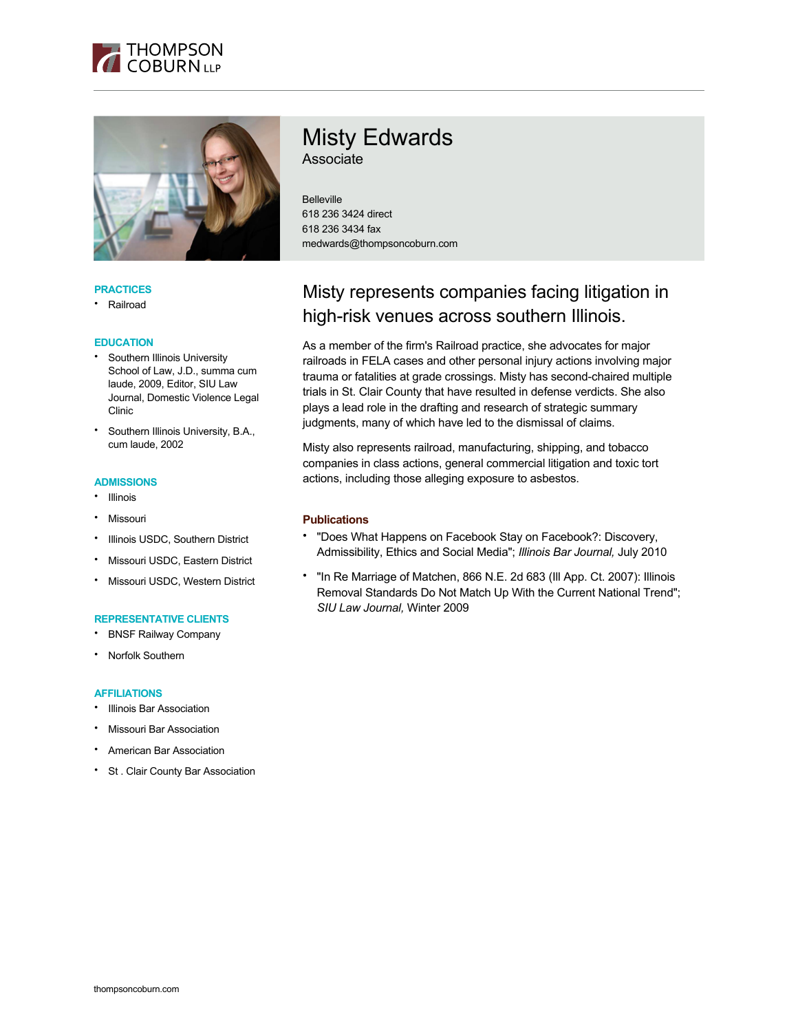# Misty Edwards

Associate

Belleville
618 236 3424 direct
618 236 3434 fax
medwards@thompsoncoburn.com

## Misty represents companies facing litigation in high-risk venues across southern Illinois.

As a member of the firm's Railroad practice, she advocates for major railroads in FELA cases and other personal injury actions involving major trauma or fatalities at grade crossings. Misty has second-chaired multiple trials in St. Clair County that have resulted in defense verdicts. She also plays a lead role in the drafting and research of strategic summary judgments, many of which have led to the dismissal of claims.

Misty also represents railroad, manufacturing, shipping, and tobacco companies in class actions, general commercial litigation and toxic tort actions, including those alleging exposure to asbestos.

### Publications

- "Does What Happens on Facebook Stay on Facebook?: Discovery, Admissibility, Ethics and Social Media"; *Illinois Bar Journal,* July 2010
- "In Re Marriage of Matchen, 866 N.E. 2d 683 (Ill App. Ct. 2007): Illinois Removal Standards Do Not Match Up With the Current National Trend"; *SIU Law Journal,* Winter 2009

### PRACTICES

- Railroad

### EDUCATION

- Southern Illinois University School of Law, J.D., summa cum laude, 2009, Editor, SIU Law Journal, Domestic Violence Legal Clinic
- Southern Illinois University, B.A., cum laude, 2002

### ADMISSIONS

- Illinois
- Missouri
- Illinois USDC, Southern District
- Missouri USDC, Eastern District
- Missouri USDC, Western District

### REPRESENTATIVE CLIENTS

- BNSF Railway Company
- Norfolk Southern

### AFFILIATIONS

- Illinois Bar Association
- Missouri Bar Association
- American Bar Association
- St . Clair County Bar Association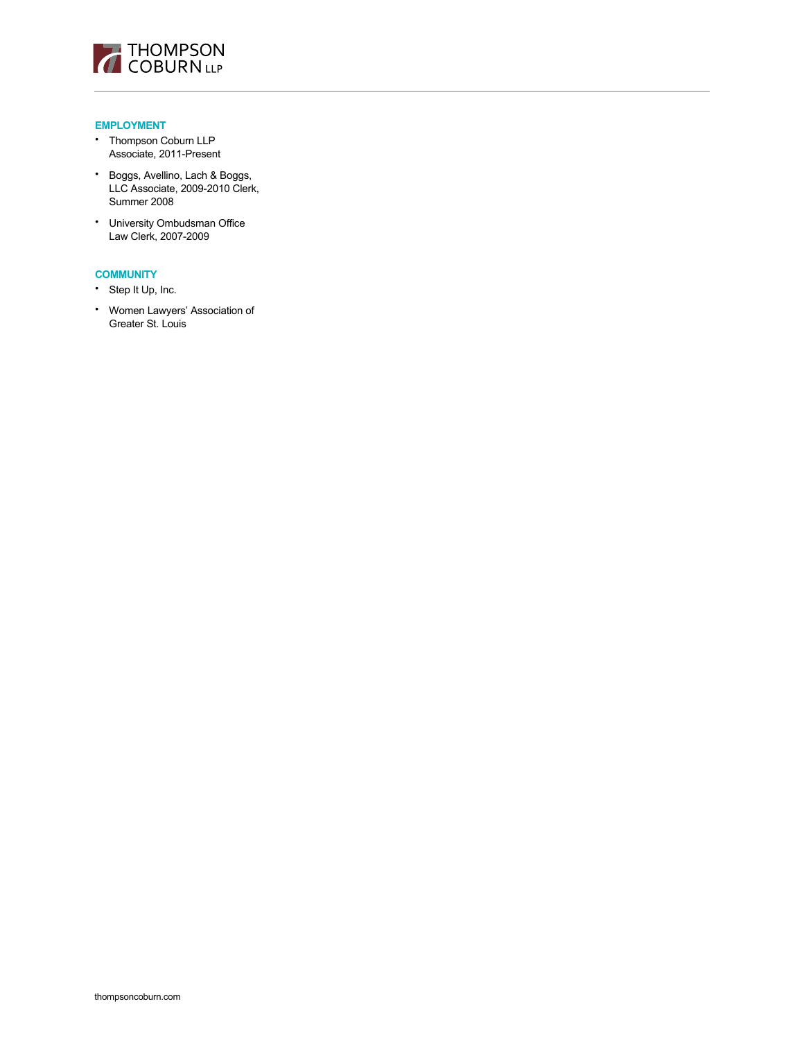## EMPLOYMENT

- Thompson Coburn LLP
  Associate, 2011-Present
- Boggs, Avellino, Lach & Boggs, LLC Associate, 2009-2010 Clerk, Summer 2008
- University Ombudsman Office
  Law Clerk, 2007-2009

## COMMUNITY

- Step It Up, Inc.
- Women Lawyers' Association of Greater St. Louis